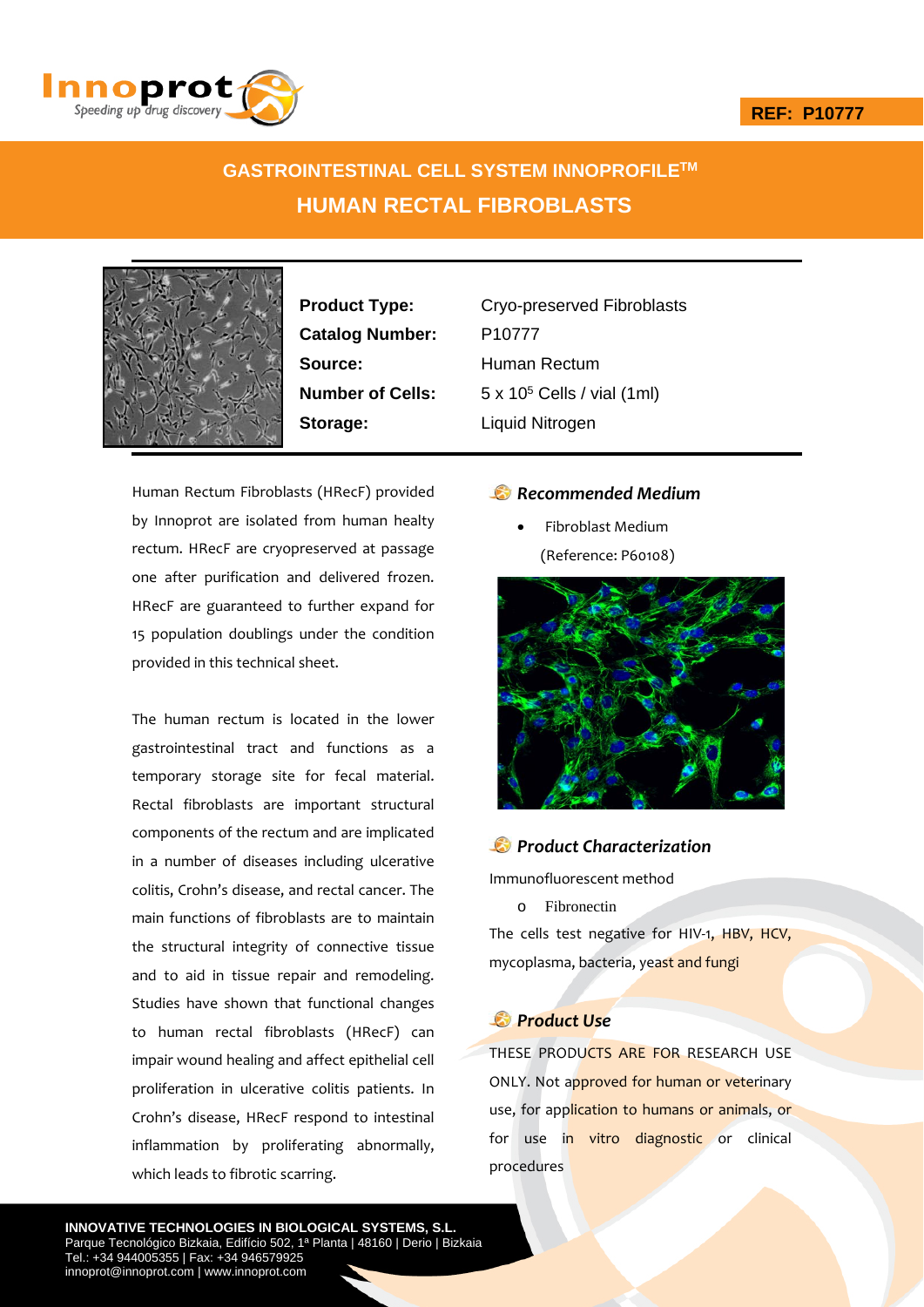REF: P10777

# GASTROINTESTINAL CELL SYSTEM INNOPROFILE™
## HUMAN RECTAL FIBROBLASTS

| | |
|---|---|
| **Product Type:** | Cryo-preserved Fibroblasts |
| **Catalog Number:** | P10777 |
| **Source:** | Human Rectum |
| **Number of Cells:** | $5 \times 10^5$ Cells / vial (1ml) |
| **Storage:** | Liquid Nitrogen |

Human Rectum Fibroblasts (HRecF) provided by Innoprot are isolated from human healty rectum. HRecF are cryopreserved at passage one after purification and delivered frozen. HRecF are guaranteed to further expand for 15 population doublings under the condition provided in this technical sheet.

The human rectum is located in the lower gastrointestinal tract and functions as a temporary storage site for fecal material. Rectal fibroblasts are important structural components of the rectum and are implicated in a number of diseases including ulcerative colitis, Crohn's disease, and rectal cancer. The main functions of fibroblasts are to maintain the structural integrity of connective tissue and to aid in tissue repair and remodeling. Studies have shown that functional changes to human rectal fibroblasts (HRecF) can impair wound healing and affect epithelial cell proliferation in ulcerative colitis patients. In Crohn's disease, HRecF respond to intestinal inflammation by proliferating abnormally, which leads to fibrotic scarring.

### *Recommended Medium*

- Fibroblast Medium (Reference: P60108)

### *Product Characterization*

Immunofluorescent method

- Fibronectin

The cells test negative for HIV-1, HBV, HCV, mycoplasma, bacteria, yeast and fungi

### *Product Use*

THESE PRODUCTS ARE FOR RESEARCH USE ONLY. Not approved for human or veterinary use, for application to humans or animals, or for use in vitro diagnostic or clinical procedures

**INNOVATIVE TECHNOLOGIES IN BIOLOGICAL SYSTEMS, S.L.**
Parque Tecnológico Bizkaia, Edificio 502, 1ª Planta | 48160 | Derio | Bizkaia
Tel.: +34 944005355 | Fax: +34 946579925
innoprot@innoprot.com | www.innoprot.com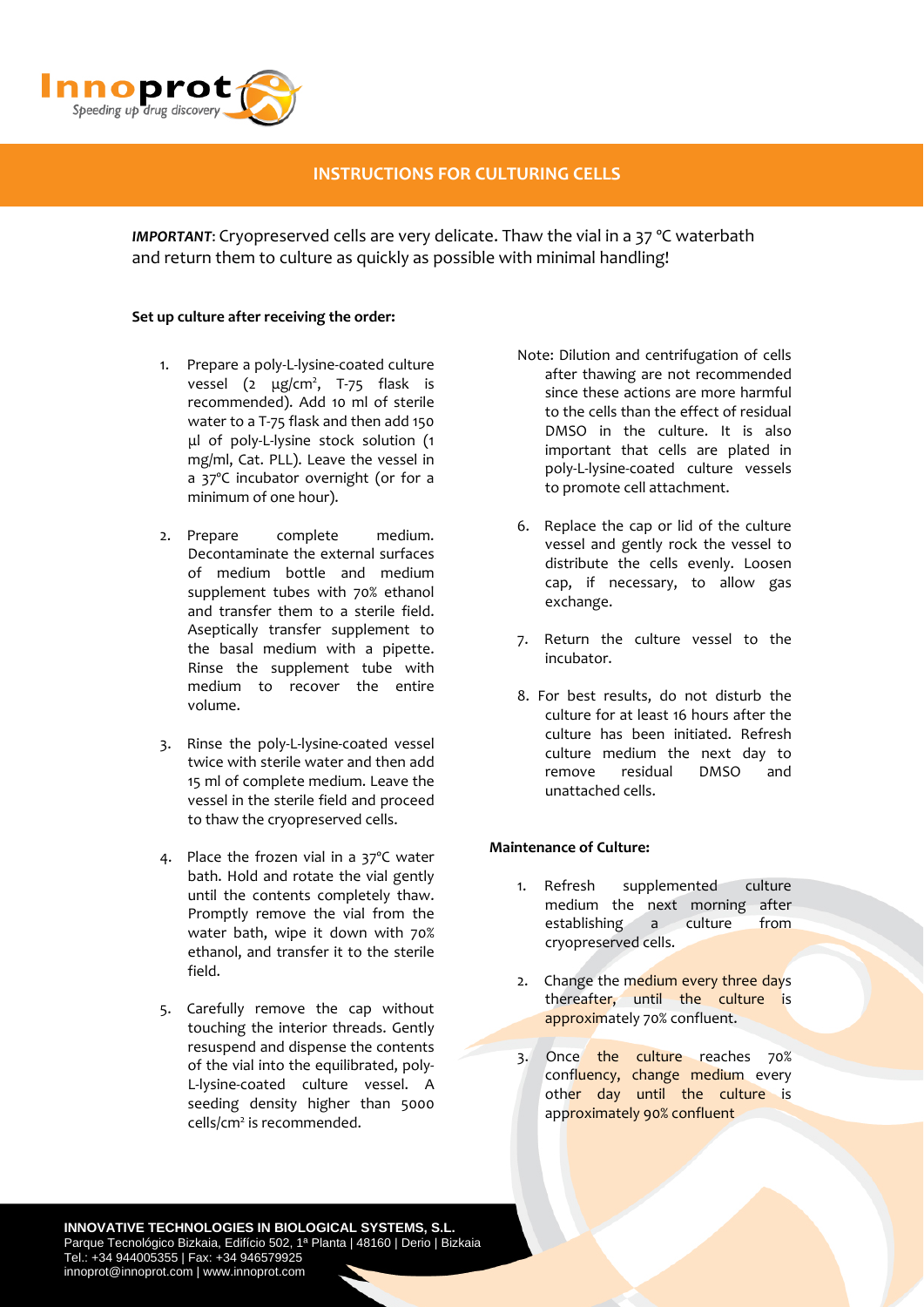# INSTRUCTIONS FOR CULTURING CELLS

***IMPORTANT***: Cryopreserved cells are very delicate. Thaw the vial in a 37 °C waterbath and return them to culture as quickly as possible with minimal handling!

**Set up culture after receiving the order:**

1. Prepare a poly-L-lysine-coated culture vessel (2 μg/cm², T-75 flask is recommended). Add 10 ml of sterile water to a T-75 flask and then add 150 μl of poly-L-lysine stock solution (1 mg/ml, Cat. PLL). Leave the vessel in a 37ºC incubator overnight (or for a minimum of one hour).

2. Prepare complete medium. Decontaminate the external surfaces of medium bottle and medium supplement tubes with 70% ethanol and transfer them to a sterile field. Aseptically transfer supplement to the basal medium with a pipette. Rinse the supplement tube with medium to recover the entire volume.

3. Rinse the poly-L-lysine-coated vessel twice with sterile water and then add 15 ml of complete medium. Leave the vessel in the sterile field and proceed to thaw the cryopreserved cells.

4. Place the frozen vial in a 37ºC water bath. Hold and rotate the vial gently until the contents completely thaw. Promptly remove the vial from the water bath, wipe it down with 70% ethanol, and transfer it to the sterile field.

5. Carefully remove the cap without touching the interior threads. Gently resuspend and dispense the contents of the vial into the equilibrated, poly-L-lysine-coated culture vessel. A seeding density higher than 5000 cells/cm² is recommended.

Note: Dilution and centrifugation of cells after thawing are not recommended since these actions are more harmful to the cells than the effect of residual DMSO in the culture. It is also important that cells are plated in poly-L-lysine-coated culture vessels to promote cell attachment.

6. Replace the cap or lid of the culture vessel and gently rock the vessel to distribute the cells evenly. Loosen cap, if necessary, to allow gas exchange.

7. Return the culture vessel to the incubator.

8. For best results, do not disturb the culture for at least 16 hours after the culture has been initiated. Refresh culture medium the next day to remove residual DMSO and unattached cells.

**Maintenance of Culture:**

1. Refresh supplemented culture medium the next morning after establishing a culture from cryopreserved cells.

2. Change the medium every three days thereafter, until the culture is approximately 70% confluent.

3. Once the culture reaches 70% confluency, change medium every other day until the culture is approximately 90% confluent

**INNOVATIVE TECHNOLOGIES IN BIOLOGICAL SYSTEMS, S.L.**
Parque Tecnológico Bizkaia, Edifício 502, 1ª Planta | 48160 | Derio | Bizkaia
Tel.: +34 944005355 | Fax: +34 946579925
innoprot@innoprot.com | www.innoprot.com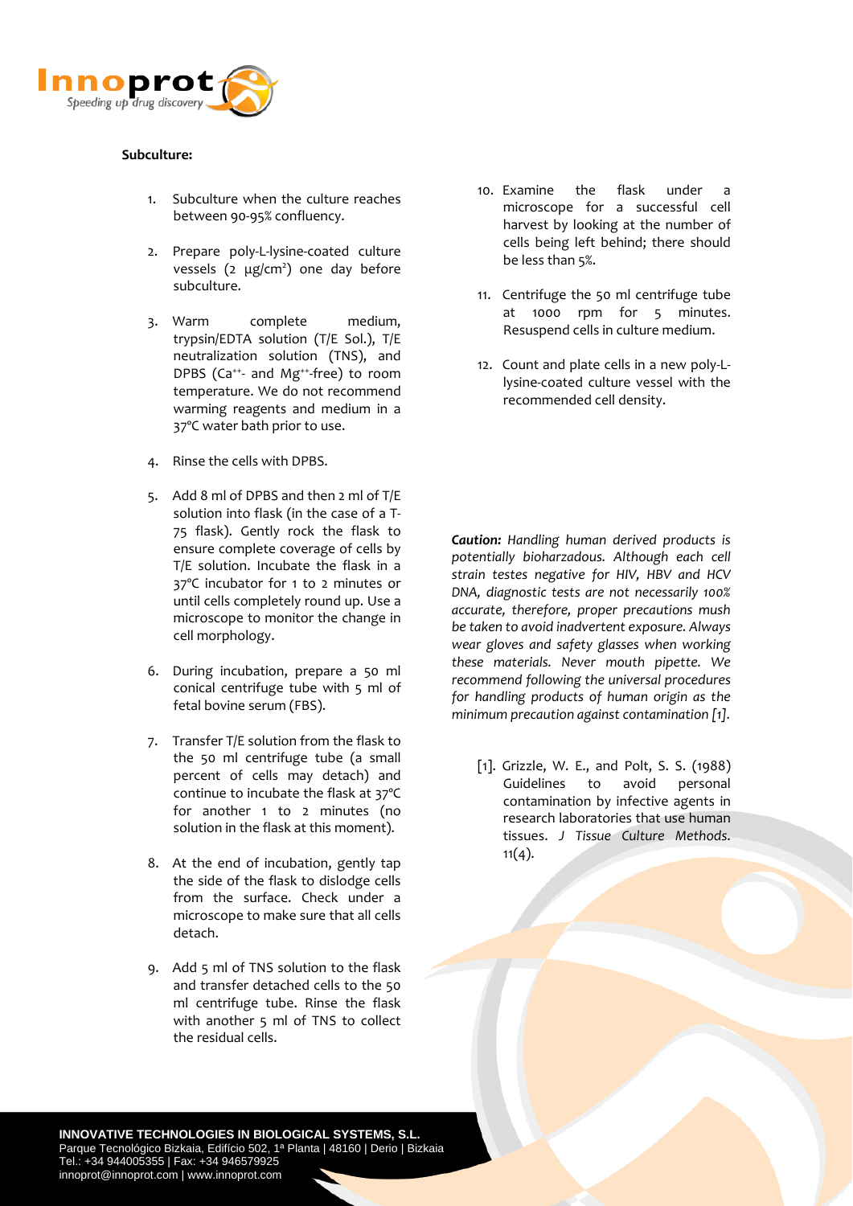**Subculture:**

1. Subculture when the culture reaches between 90-95% confluency.

2. Prepare poly-L-lysine-coated culture vessels (2 μg/cm$^2$) one day before subculture.

3. Warm complete medium, trypsin/EDTA solution (T/E Sol.), T/E neutralization solution (TNS), and DPBS ($Ca^{++}$- and $Mg^{++}$-free) to room temperature. We do not recommend warming reagents and medium in a 37°C water bath prior to use.

4. Rinse the cells with DPBS.

5. Add 8 ml of DPBS and then 2 ml of T/E solution into flask (in the case of a T-75 flask). Gently rock the flask to ensure complete coverage of cells by T/E solution. Incubate the flask in a 37°C incubator for 1 to 2 minutes or until cells completely round up. Use a microscope to monitor the change in cell morphology.

6. During incubation, prepare a 50 ml conical centrifuge tube with 5 ml of fetal bovine serum (FBS).

7. Transfer T/E solution from the flask to the 50 ml centrifuge tube (a small percent of cells may detach) and continue to incubate the flask at 37°C for another 1 to 2 minutes (no solution in the flask at this moment).

8. At the end of incubation, gently tap the side of the flask to dislodge cells from the surface. Check under a microscope to make sure that all cells detach.

9. Add 5 ml of TNS solution to the flask and transfer detached cells to the 50 ml centrifuge tube. Rinse the flask with another 5 ml of TNS to collect the residual cells.

10. Examine the flask under a microscope for a successful cell harvest by looking at the number of cells being left behind; there should be less than 5%.

11. Centrifuge the 50 ml centrifuge tube at 1000 rpm for 5 minutes. Resuspend cells in culture medium.

12. Count and plate cells in a new poly-L-lysine-coated culture vessel with the recommended cell density.

***Caution:*** *Handling human derived products is potentially bioharzadous. Although each cell strain testes negative for HIV, HBV and HCV DNA, diagnostic tests are not necessarily 100% accurate, therefore, proper precautions mush be taken to avoid inadvertent exposure. Always wear gloves and safety glasses when working these materials. Never mouth pipette. We recommend following the universal procedures for handling products of human origin as the minimum precaution against contamination [1].*

[1]. Grizzle, W. E., and Polt, S. S. (1988) Guidelines to avoid personal contamination by infective agents in research laboratories that use human tissues. *J Tissue Culture Methods.* 11(4).

**INNOVATIVE TECHNOLOGIES IN BIOLOGICAL SYSTEMS, S.L.**
Parque Tecnológico Bizkaia, Edificio 502, 1ª Planta | 48160 | Derio | Bizkaia
Tel.: +34 944005355 | Fax: +34 946579925
innoprot@innoprot.com | www.innoprot.com